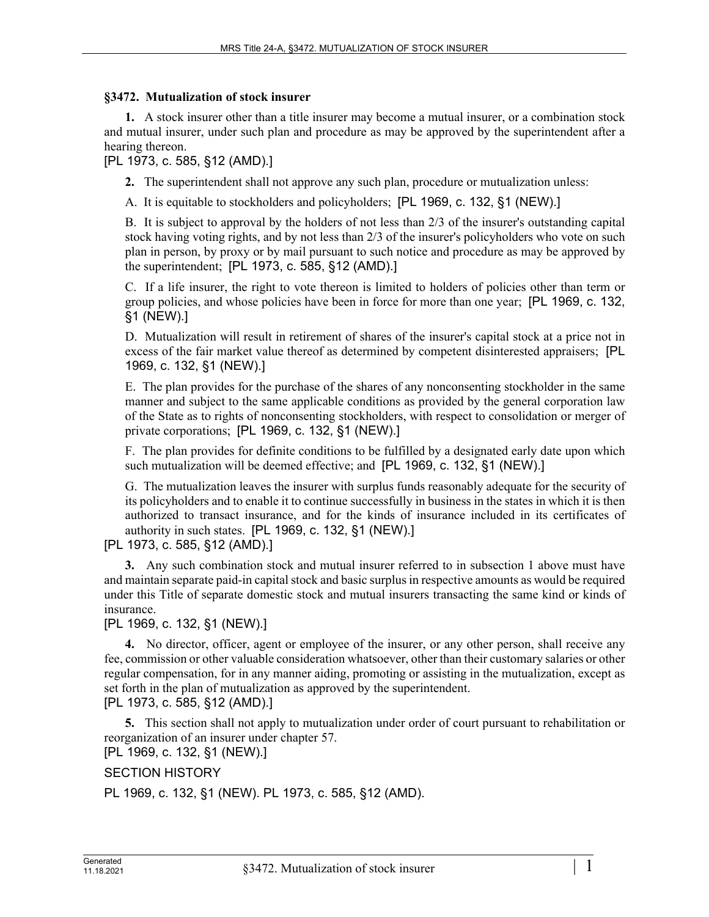## §3472. Mutualization of stock insurer

**1.** A stock insurer other than a title insurer may become a mutual insurer, or a combination stock and mutual insurer, under such plan and procedure as may be approved by the superintendent after a hearing thereon.

[PL 1973, c. 585, §12 (AMD).]

**2.** The superintendent shall not approve any such plan, procedure or mutualization unless:

A. It is equitable to stockholders and policyholders; [PL 1969, c. 132, §1 (NEW).]

B. It is subject to approval by the holders of not less than 2/3 of the insurer's outstanding capital stock having voting rights, and by not less than 2/3 of the insurer's policyholders who vote on such plan in person, by proxy or by mail pursuant to such notice and procedure as may be approved by the superintendent; [PL 1973, c. 585, §12 (AMD).]

C. If a life insurer, the right to vote thereon is limited to holders of policies other than term or group policies, and whose policies have been in force for more than one year; [PL 1969, c. 132, §1 (NEW).]

D. Mutualization will result in retirement of shares of the insurer's capital stock at a price not in excess of the fair market value thereof as determined by competent disinterested appraisers; [PL 1969, c. 132, §1 (NEW).]

E. The plan provides for the purchase of the shares of any nonconsenting stockholder in the same manner and subject to the same applicable conditions as provided by the general corporation law of the State as to rights of nonconsenting stockholders, with respect to consolidation or merger of private corporations; [PL 1969, c. 132, §1 (NEW).]

F. The plan provides for definite conditions to be fulfilled by a designated early date upon which such mutualization will be deemed effective; and [PL 1969, c. 132, §1 (NEW).]

G. The mutualization leaves the insurer with surplus funds reasonably adequate for the security of its policyholders and to enable it to continue successfully in business in the states in which it is then authorized to transact insurance, and for the kinds of insurance included in its certificates of authority in such states. [PL 1969, c. 132, §1 (NEW).]

[PL 1973, c. 585, §12 (AMD).]

**3.** Any such combination stock and mutual insurer referred to in subsection 1 above must have and maintain separate paid-in capital stock and basic surplus in respective amounts as would be required under this Title of separate domestic stock and mutual insurers transacting the same kind or kinds of insurance.

[PL 1969, c. 132, §1 (NEW).]

**4.** No director, officer, agent or employee of the insurer, or any other person, shall receive any fee, commission or other valuable consideration whatsoever, other than their customary salaries or other regular compensation, for in any manner aiding, promoting or assisting in the mutualization, except as set forth in the plan of mutualization as approved by the superintendent.

[PL 1973, c. 585, §12 (AMD).]

**5.** This section shall not apply to mutualization under order of court pursuant to rehabilitation or reorganization of an insurer under chapter 57.

[PL 1969, c. 132, §1 (NEW).]

SECTION HISTORY

PL 1969, c. 132, §1 (NEW). PL 1973, c. 585, §12 (AMD).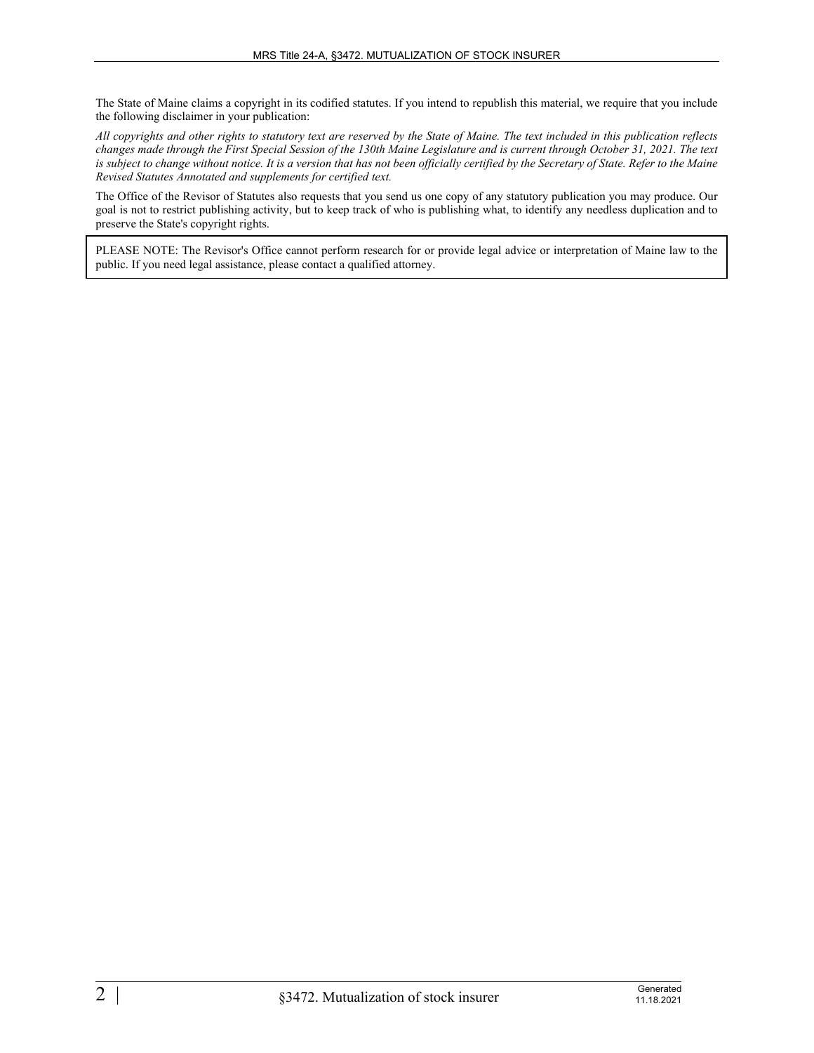The State of Maine claims a copyright in its codified statutes. If you intend to republish this material, we require that you include the following disclaimer in your publication:

*All copyrights and other rights to statutory text are reserved by the State of Maine. The text included in this publication reflects changes made through the First Special Session of the 130th Maine Legislature and is current through October 31, 2021. The text is subject to change without notice. It is a version that has not been officially certified by the Secretary of State. Refer to the Maine Revised Statutes Annotated and supplements for certified text.*

The Office of the Revisor of Statutes also requests that you send us one copy of any statutory publication you may produce. Our goal is not to restrict publishing activity, but to keep track of who is publishing what, to identify any needless duplication and to preserve the State's copyright rights.

PLEASE NOTE: The Revisor's Office cannot perform research for or provide legal advice or interpretation of Maine law to the public. If you need legal assistance, please contact a qualified attorney.